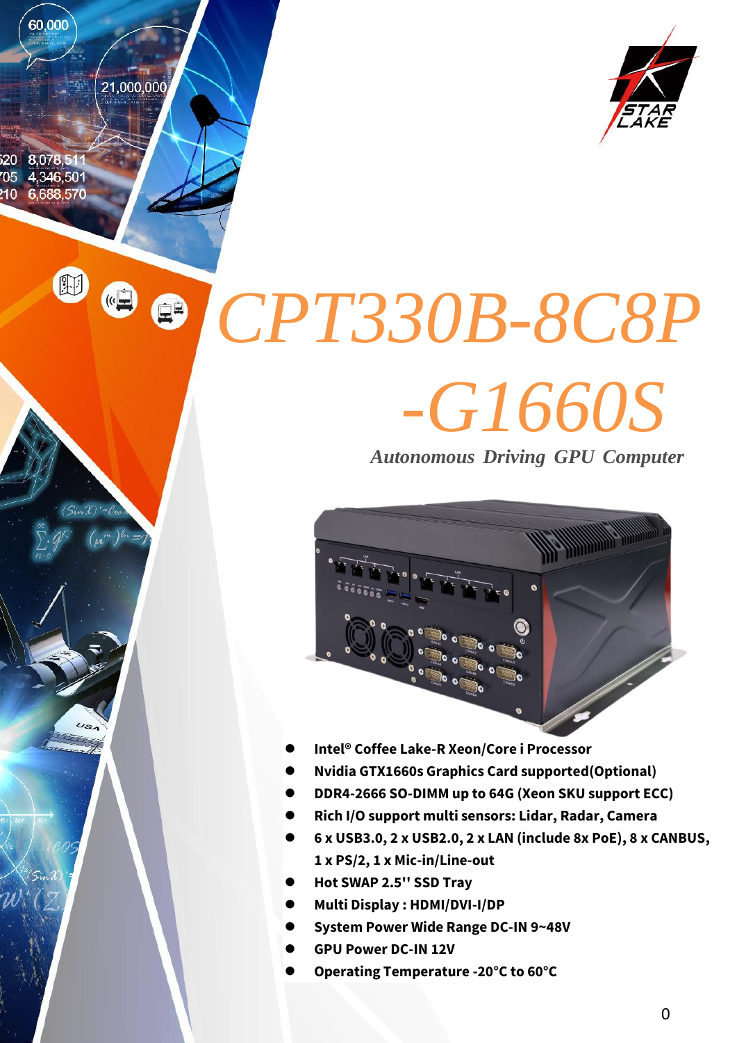# CPT330B-8C8P-G1660S

*Autonomous Driving GPU Computer*

- **Intel® Coffee Lake-R Xeon/Core i Processor**
- **Nvidia GTX1660s Graphics Card supported(Optional)**
- **DDR4-2666 SO-DIMM up to 64G (Xeon SKU support ECC)**
- **Rich I/O support multi sensors: Lidar, Radar, Camera**
- **6 x USB3.0, 2 x USB2.0, 2 x LAN (include 8x PoE), 8 x CANBUS, 1 x PS/2, 1 x Mic-in/Line-out**
- **Hot SWAP 2.5'' SSD Tray**
- **Multi Display : HDMI/DVI-I/DP**
- **System Power Wide Range DC-IN 9~48V**
- **GPU Power DC-IN 12V**
- **Operating Temperature -20°C to 60°C**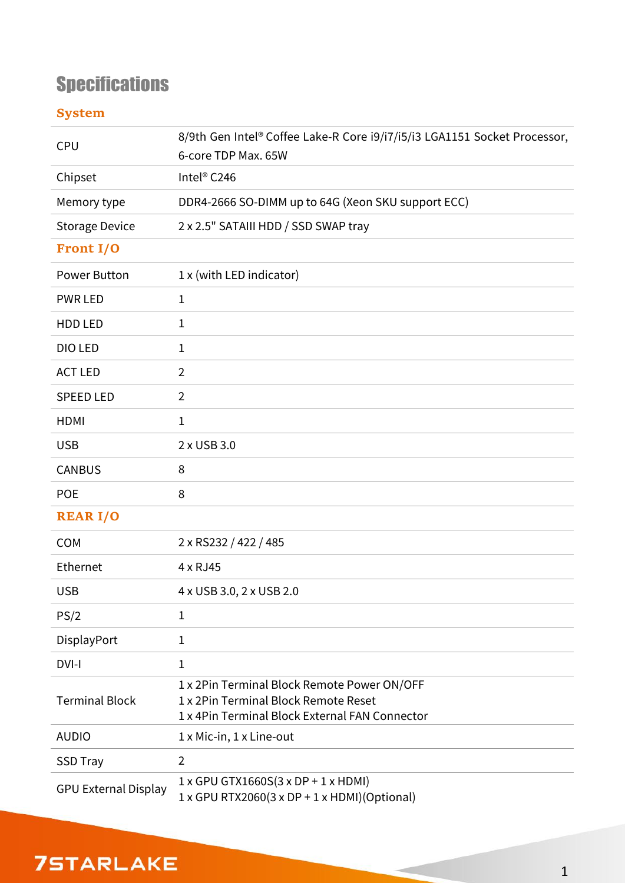# Specifications

## System

| | |
|---|---|
| CPU | 8/9th Gen Intel® Coffee Lake-R Core i9/i7/i5/i3 LGA1151 Socket Processor, 6-core TDP Max. 65W |
| Chipset | Intel® C246 |
| Memory type | DDR4-2666 SO-DIMM up to 64G (Xeon SKU support ECC) |
| Storage Device | 2 x 2.5" SATAIII HDD / SSD SWAP tray |

## Front I/O

| | |
|---|---|
| Power Button | 1 x (with LED indicator) |
| PWR LED | 1 |
| HDD LED | 1 |
| DIO LED | 1 |
| ACT LED | 2 |
| SPEED LED | 2 |
| HDMI | 1 |
| USB | 2 x USB 3.0 |
| CANBUS | 8 |
| POE | 8 |

## REAR I/O

| | |
|---|---|
| COM | 2 x RS232 / 422 / 485 |
| Ethernet | 4 x RJ45 |
| USB | 4 x USB 3.0, 2 x USB 2.0 |
| PS/2 | 1 |
| DisplayPort | 1 |
| DVI-I | 1 |
| Terminal Block | 1 x 2Pin Terminal Block Remote Power ON/OFF<br>1 x 2Pin Terminal Block Remote Reset<br>1 x 4Pin Terminal Block External FAN Connector |
| AUDIO | 1 x Mic-in, 1 x Line-out |
| SSD Tray | 2 |
| GPU External Display | 1 x GPU GTX1660S(3 x DP + 1 x HDMI)<br>1 x GPU RTX2060(3 x DP + 1 x HDMI)(Optional) |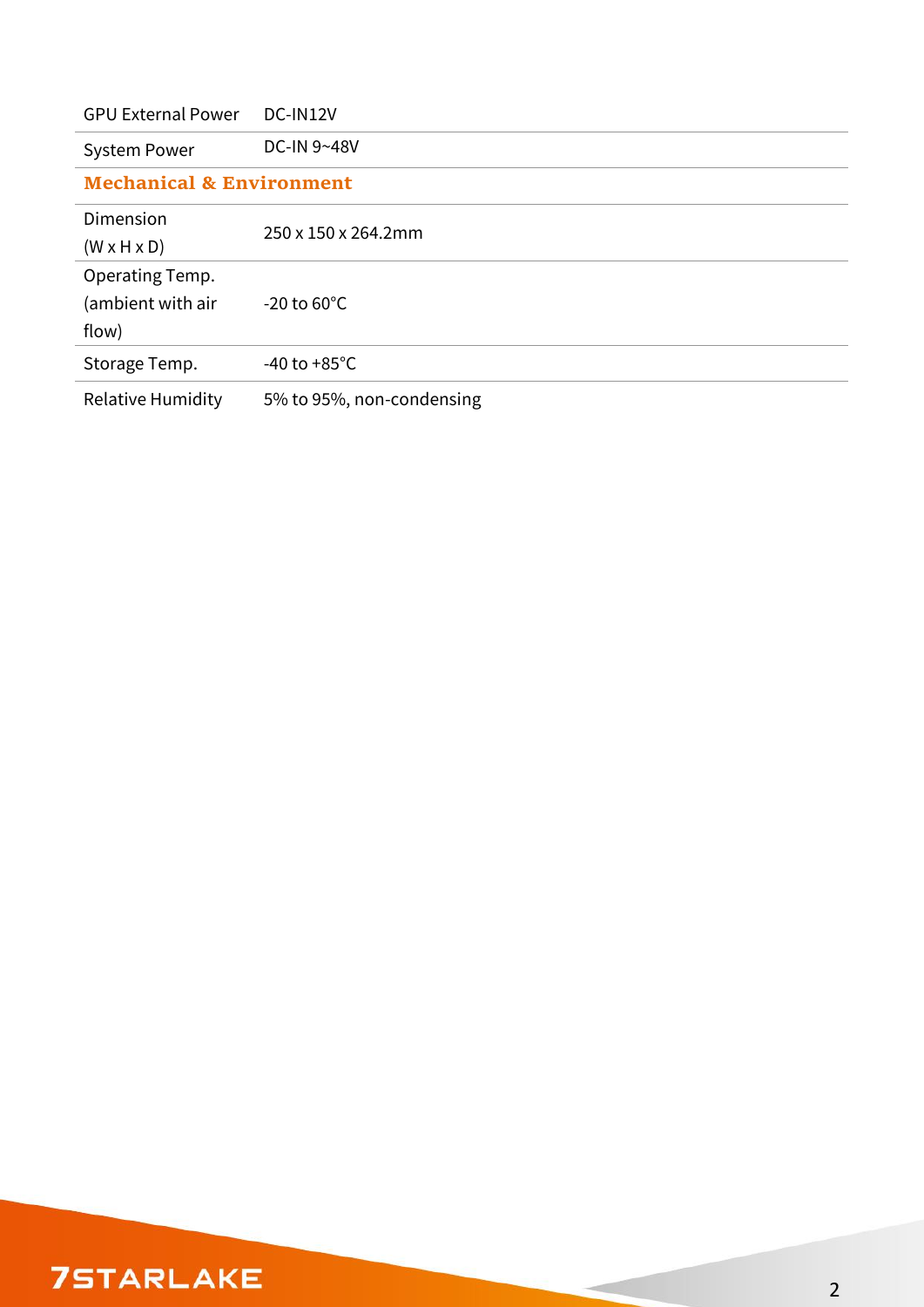| | |
|---|---|
| GPU External Power | DC-IN12V |
| System Power | DC-IN 9~48V |
| **Mechanical & Environment** | |
| Dimension (W x H x D) | 250 x 150 x 264.2mm |
| Operating Temp. (ambient with air flow) | -20 to 60°C |
| Storage Temp. | -40 to +85°C |
| Relative Humidity | 5% to 95%, non-condensing |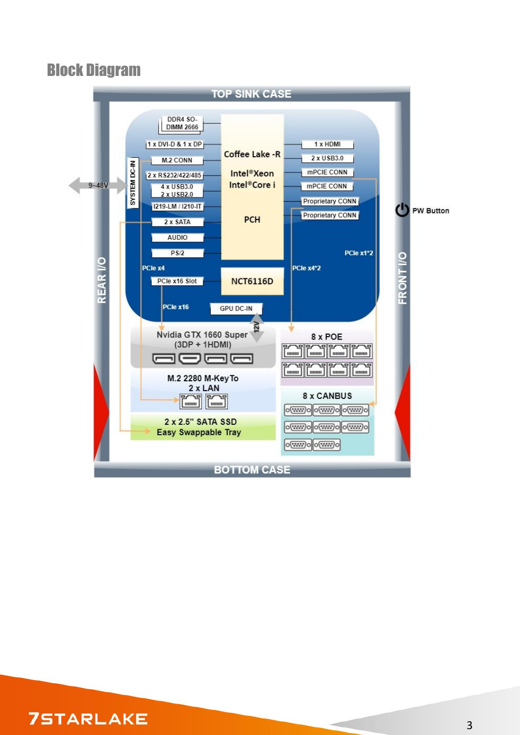## Block Diagram

TOP SINK CASE

- DDR4 SO-DIMM 2666
- 1 x DVI-D & 1 x DP
- M.2 CONN
- 2 x RS232/422/485
- 4 x USB3.0
- 2 x USB2.0
- I219-LM / I210-IT
- 2 x SATA
- AUDIO
- PS/2
- PCIe x4
- PCIe x16 Slot
- PCIe x16

9~48V — SYSTEM DC-IN

Coffee Lake -R

Intel®Xeon

Intel®Core i

PCH

NCT6116D

GPU DC-IN

12V

- 1 x HDMI
- 2 x USB3.0
- mPCIE CONN
- mPCIE CONN
- Proprietary CONN
- Proprietary CONN
- PCIe x1*2
- PCIe x4*2

PW Button

REAR I/O

FRONT I/O

Nvidia GTX 1660 Super (3DP + 1HDMI)

M.2 2280 M-Key To 2 x LAN

2 x 2.5" SATA SSD Easy Swappable Tray

8 x POE

8 x CANBUS

BOTTOM CASE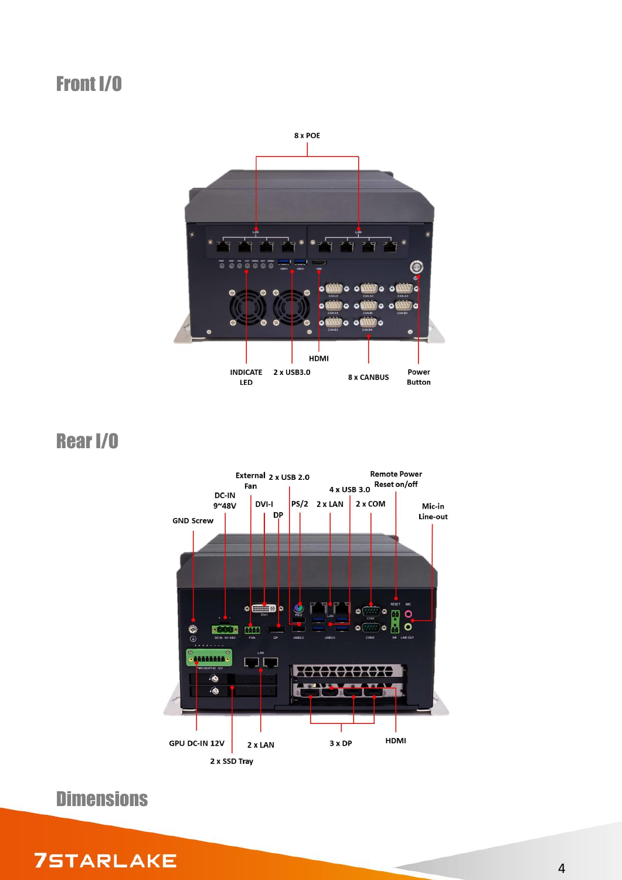## Front I/O

8 x POE

INDICATE LED

2 x USB3.0

HDMI

8 x CANBUS

Power Button

## Rear I/O

GND Screw

DC-IN 9~48V

External Fan

2 x USB 2.0

DVI-I

DP

PS/2

4 x USB 3.0

2 x LAN

2 x COM

Remote Power Reset on/off

Mic-in Line-out

GPU DC-IN 12V

2 x SSD Tray

2 x LAN

3 x DP

HDMI

## Dimensions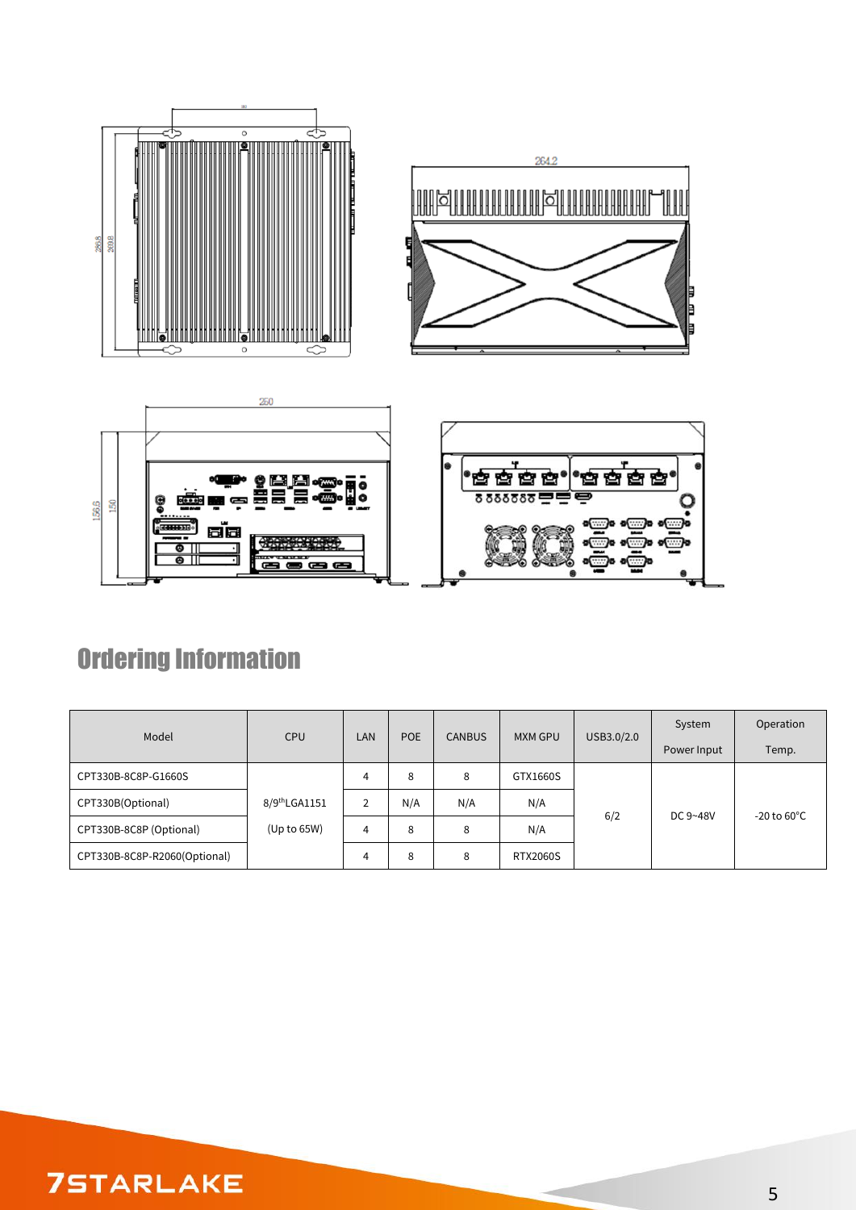## Ordering Information

| Model | CPU | LAN | POE | CANBUS | MXM GPU | USB3.0/2.0 | System Power Input | Operation Temp. |
|---|---|---|---|---|---|---|---|---|
| CPT330B-8C8P-G1660S | 8/9thLGA1151 (Up to 65W) | 4 | 8 | 8 | GTX1660S | 6/2 | DC 9~48V | -20 to 60°C |
| CPT330B(Optional) | | 2 | N/A | N/A | N/A | | | |
| CPT330B-8C8P (Optional) | | 4 | 8 | 8 | N/A | | | |
| CPT330B-8C8P-R2060(Optional) | | 4 | 8 | 8 | RTX2060S | | | |